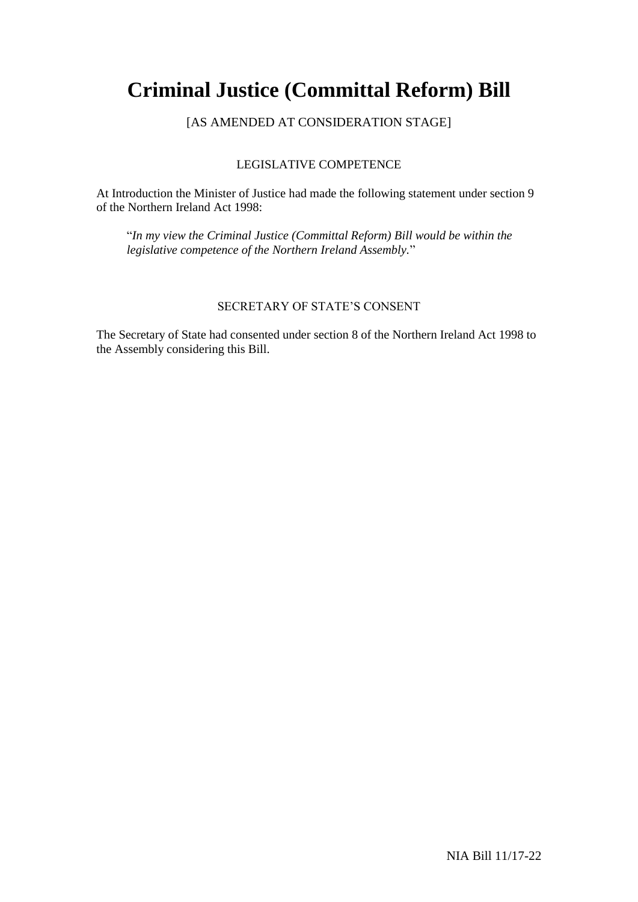# Criminal Justice (Committal Reform) Bill

[AS AMENDED AT CONSIDERATION STAGE]

LEGISLATIVE COMPETENCE

At Introduction the Minister of Justice had made the following statement under section 9 of the Northern Ireland Act 1998:

> "*In my view the Criminal Justice (Committal Reform) Bill would be within the legislative competence of the Northern Ireland Assembly.*"

SECRETARY OF STATE'S CONSENT

The Secretary of State had consented under section 8 of the Northern Ireland Act 1998 to the Assembly considering this Bill.

NIA Bill 11/17-22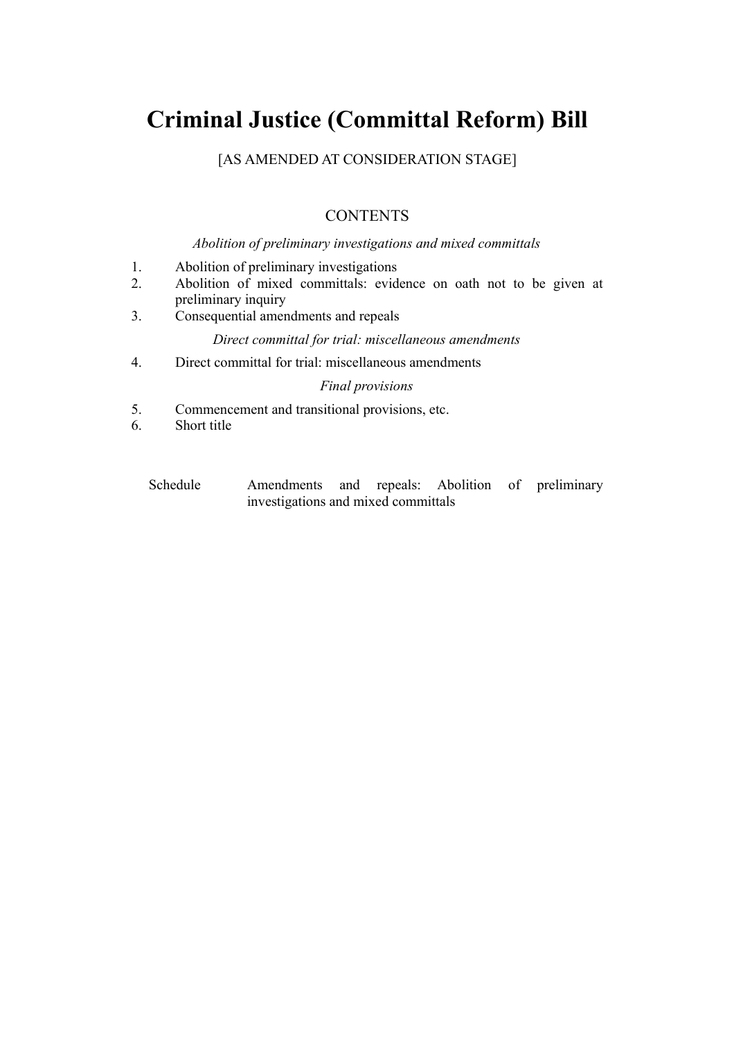# Criminal Justice (Committal Reform) Bill

[AS AMENDED AT CONSIDERATION STAGE]

## CONTENTS

*Abolition of preliminary investigations and mixed committals*

1. Abolition of preliminary investigations
2. Abolition of mixed committals: evidence on oath not to be given at preliminary inquiry
3. Consequential amendments and repeals

*Direct committal for trial: miscellaneous amendments*

4. Direct committal for trial: miscellaneous amendments

*Final provisions*

5. Commencement and transitional provisions, etc.
6. Short title

Schedule — Amendments and repeals: Abolition of preliminary investigations and mixed committals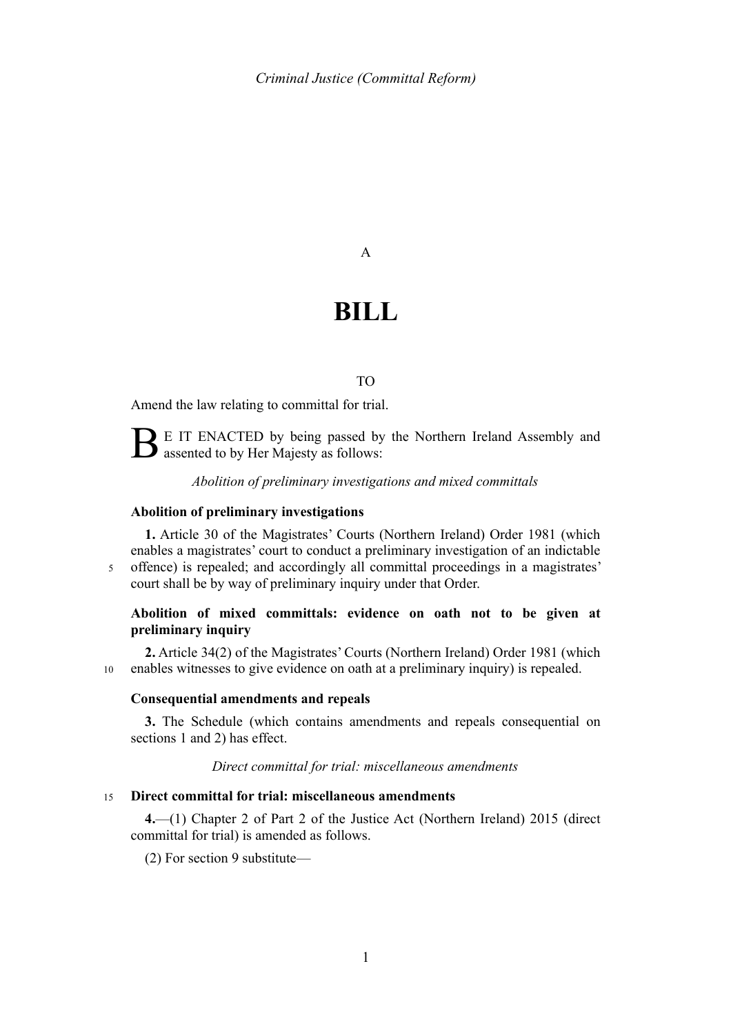A

# BILL

TO

Amend the law relating to committal for trial.

BE IT ENACTED by being passed by the Northern Ireland Assembly and assented to by Her Majesty as follows:

*Abolition of preliminary investigations and mixed committals*

**Abolition of preliminary investigations**

**1.** Article 30 of the Magistrates' Courts (Northern Ireland) Order 1981 (which enables a magistrates' court to conduct a preliminary investigation of an indictable offence) is repealed; and accordingly all committal proceedings in a magistrates' court shall be by way of preliminary inquiry under that Order.

**Abolition of mixed committals: evidence on oath not to be given at preliminary inquiry**

**2.** Article 34(2) of the Magistrates' Courts (Northern Ireland) Order 1981 (which enables witnesses to give evidence on oath at a preliminary inquiry) is repealed.

**Consequential amendments and repeals**

**3.** The Schedule (which contains amendments and repeals consequential on sections 1 and 2) has effect.

*Direct committal for trial: miscellaneous amendments*

**Direct committal for trial: miscellaneous amendments**

**4.**—(1) Chapter 2 of Part 2 of the Justice Act (Northern Ireland) 2015 (direct committal for trial) is amended as follows.

(2) For section 9 substitute—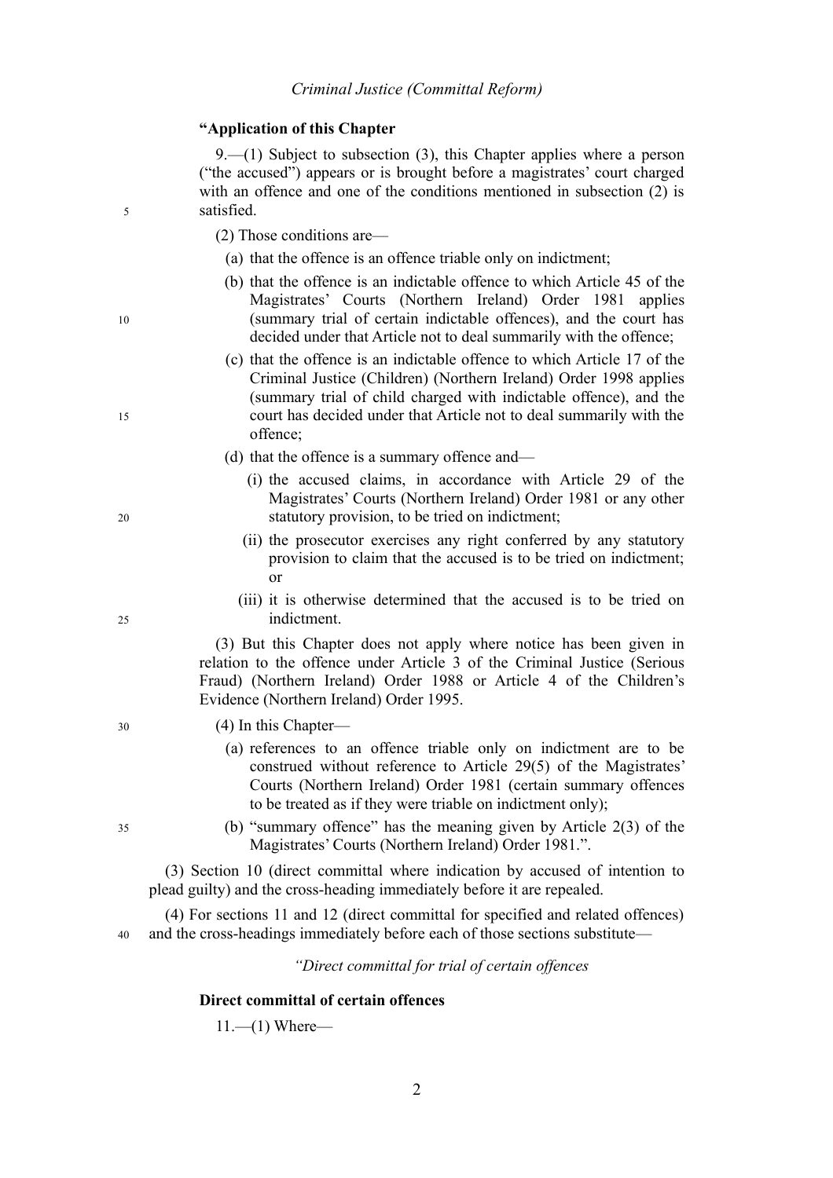**"Application of this Chapter**

9.—(1) Subject to subsection (3), this Chapter applies where a person ("the accused") appears or is brought before a magistrates' court charged with an offence and one of the conditions mentioned in subsection (2) is satisfied.

(2) Those conditions are—

(a) that the offence is an offence triable only on indictment;

(b) that the offence is an indictable offence to which Article 45 of the Magistrates' Courts (Northern Ireland) Order 1981 applies (summary trial of certain indictable offences), and the court has decided under that Article not to deal summarily with the offence;

(c) that the offence is an indictable offence to which Article 17 of the Criminal Justice (Children) (Northern Ireland) Order 1998 applies (summary trial of child charged with indictable offence), and the court has decided under that Article not to deal summarily with the offence;

(d) that the offence is a summary offence and—

(i) the accused claims, in accordance with Article 29 of the Magistrates' Courts (Northern Ireland) Order 1981 or any other statutory provision, to be tried on indictment;

(ii) the prosecutor exercises any right conferred by any statutory provision to claim that the accused is to be tried on indictment; or

(iii) it is otherwise determined that the accused is to be tried on indictment.

(3) But this Chapter does not apply where notice has been given in relation to the offence under Article 3 of the Criminal Justice (Serious Fraud) (Northern Ireland) Order 1988 or Article 4 of the Children's Evidence (Northern Ireland) Order 1995.

(4) In this Chapter—

(a) references to an offence triable only on indictment are to be construed without reference to Article 29(5) of the Magistrates' Courts (Northern Ireland) Order 1981 (certain summary offences to be treated as if they were triable on indictment only);

(b) "summary offence" has the meaning given by Article 2(3) of the Magistrates' Courts (Northern Ireland) Order 1981.".

(3) Section 10 (direct committal where indication by accused of intention to plead guilty) and the cross-heading immediately before it are repealed.

(4) For sections 11 and 12 (direct committal for specified and related offences) and the cross-headings immediately before each of those sections substitute—

*"Direct committal for trial of certain offences*

**Direct committal of certain offences**

11.—(1) Where—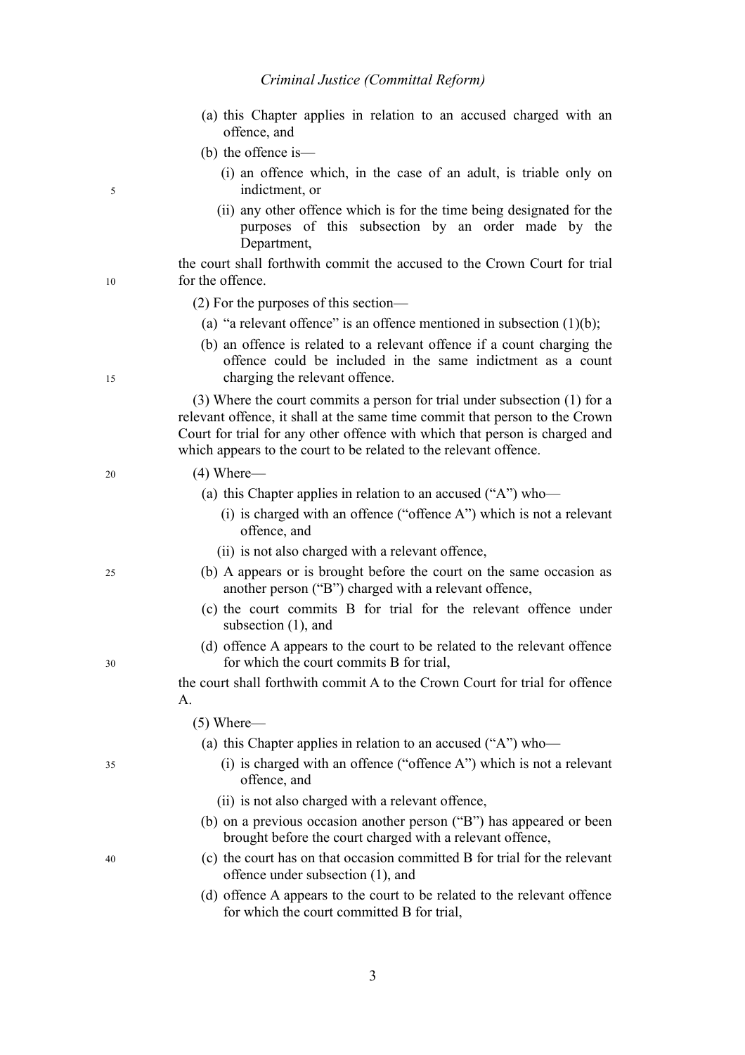(a) this Chapter applies in relation to an accused charged with an offence, and

(b) the offence is—

(i) an offence which, in the case of an adult, is triable only on indictment, or

(ii) any other offence which is for the time being designated for the purposes of this subsection by an order made by the Department,

the court shall forthwith commit the accused to the Crown Court for trial for the offence.

(2) For the purposes of this section—

(a) "a relevant offence" is an offence mentioned in subsection (1)(b);

(b) an offence is related to a relevant offence if a count charging the offence could be included in the same indictment as a count charging the relevant offence.

(3) Where the court commits a person for trial under subsection (1) for a relevant offence, it shall at the same time commit that person to the Crown Court for trial for any other offence with which that person is charged and which appears to the court to be related to the relevant offence.

(4) Where—

(a) this Chapter applies in relation to an accused ("A") who—

(i) is charged with an offence ("offence A") which is not a relevant offence, and

(ii) is not also charged with a relevant offence,

(b) A appears or is brought before the court on the same occasion as another person ("B") charged with a relevant offence,

(c) the court commits B for trial for the relevant offence under subsection (1), and

(d) offence A appears to the court to be related to the relevant offence for which the court commits B for trial,

the court shall forthwith commit A to the Crown Court for trial for offence A.

(5) Where—

(a) this Chapter applies in relation to an accused ("A") who—

(i) is charged with an offence ("offence A") which is not a relevant offence, and

(ii) is not also charged with a relevant offence,

(b) on a previous occasion another person ("B") has appeared or been brought before the court charged with a relevant offence,

(c) the court has on that occasion committed B for trial for the relevant offence under subsection (1), and

(d) offence A appears to the court to be related to the relevant offence for which the court committed B for trial,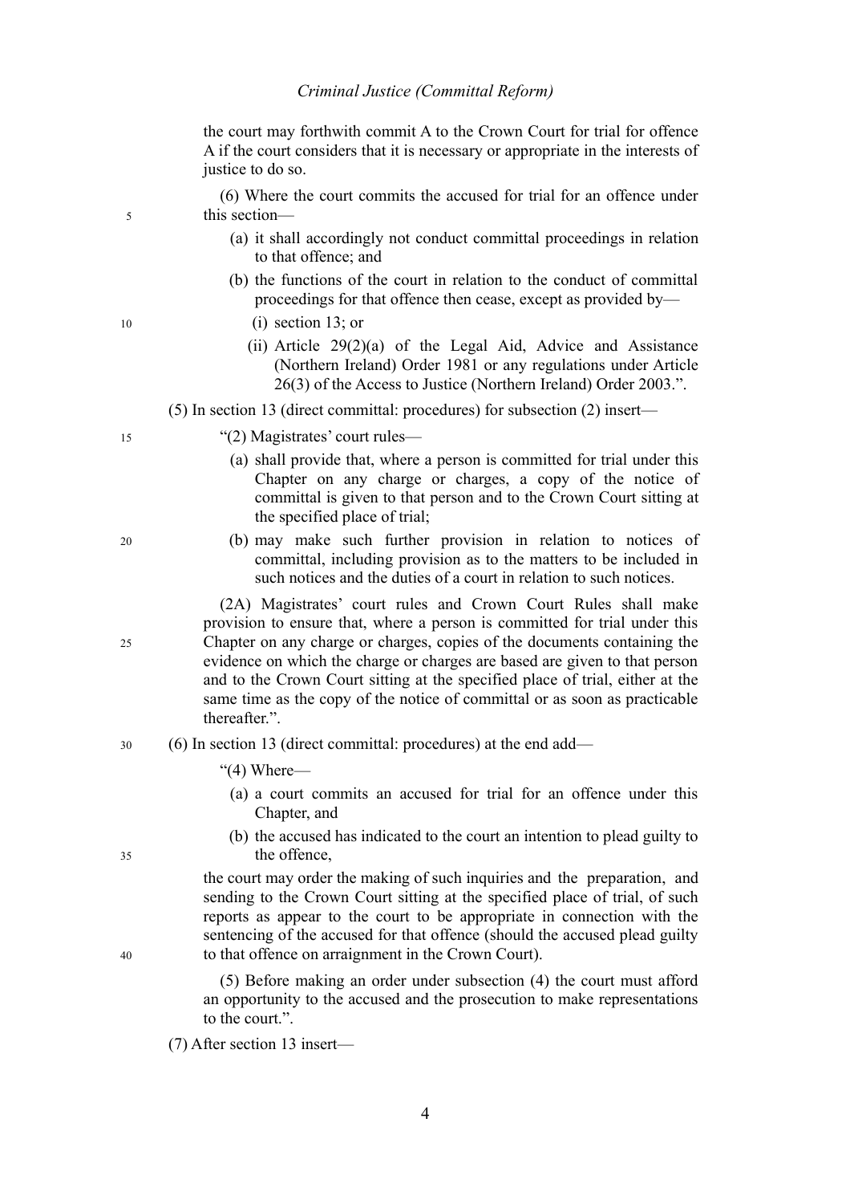the court may forthwith commit A to the Crown Court for trial for offence A if the court considers that it is necessary or appropriate in the interests of justice to do so.

(6) Where the court commits the accused for trial for an offence under this section—

(a) it shall accordingly not conduct committal proceedings in relation to that offence; and

(b) the functions of the court in relation to the conduct of committal proceedings for that offence then cease, except as provided by—

(i) section 13; or

(ii) Article 29(2)(a) of the Legal Aid, Advice and Assistance (Northern Ireland) Order 1981 or any regulations under Article 26(3) of the Access to Justice (Northern Ireland) Order 2003.".

(5) In section 13 (direct committal: procedures) for subsection (2) insert—

"(2) Magistrates' court rules—

(a) shall provide that, where a person is committed for trial under this Chapter on any charge or charges, a copy of the notice of committal is given to that person and to the Crown Court sitting at the specified place of trial;

(b) may make such further provision in relation to notices of committal, including provision as to the matters to be included in such notices and the duties of a court in relation to such notices.

(2A) Magistrates' court rules and Crown Court Rules shall make provision to ensure that, where a person is committed for trial under this Chapter on any charge or charges, copies of the documents containing the evidence on which the charge or charges are based are given to that person and to the Crown Court sitting at the specified place of trial, either at the same time as the copy of the notice of committal or as soon as practicable thereafter.".

(6) In section 13 (direct committal: procedures) at the end add—

"(4) Where—

(a) a court commits an accused for trial for an offence under this Chapter, and

(b) the accused has indicated to the court an intention to plead guilty to the offence,

the court may order the making of such inquiries and the preparation, and sending to the Crown Court sitting at the specified place of trial, of such reports as appear to the court to be appropriate in connection with the sentencing of the accused for that offence (should the accused plead guilty to that offence on arraignment in the Crown Court).

(5) Before making an order under subsection (4) the court must afford an opportunity to the accused and the prosecution to make representations to the court.".

(7) After section 13 insert—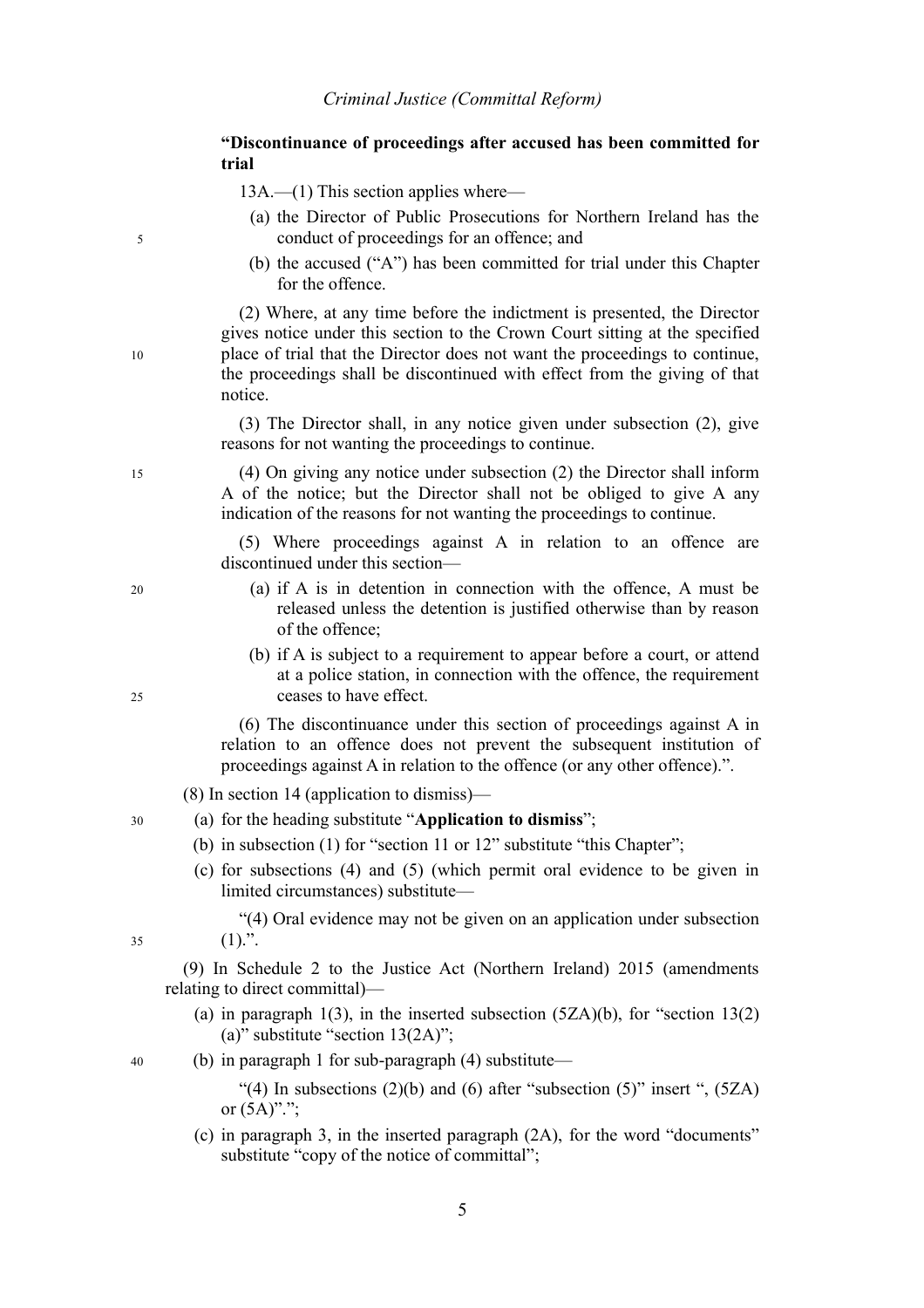**"Discontinuance of proceedings after accused has been committed for trial**

13A.—(1) This section applies where—

(a) the Director of Public Prosecutions for Northern Ireland has the conduct of proceedings for an offence; and

(b) the accused ("A") has been committed for trial under this Chapter for the offence.

(2) Where, at any time before the indictment is presented, the Director gives notice under this section to the Crown Court sitting at the specified place of trial that the Director does not want the proceedings to continue, the proceedings shall be discontinued with effect from the giving of that notice.

(3) The Director shall, in any notice given under subsection (2), give reasons for not wanting the proceedings to continue.

(4) On giving any notice under subsection (2) the Director shall inform A of the notice; but the Director shall not be obliged to give A any indication of the reasons for not wanting the proceedings to continue.

(5) Where proceedings against A in relation to an offence are discontinued under this section—

(a) if A is in detention in connection with the offence, A must be released unless the detention is justified otherwise than by reason of the offence;

(b) if A is subject to a requirement to appear before a court, or attend at a police station, in connection with the offence, the requirement ceases to have effect.

(6) The discontinuance under this section of proceedings against A in relation to an offence does not prevent the subsequent institution of proceedings against A in relation to the offence (or any other offence).".

(8) In section 14 (application to dismiss)—

(a) for the heading substitute "**Application to dismiss**";

(b) in subsection (1) for "section 11 or 12" substitute "this Chapter";

(c) for subsections (4) and (5) (which permit oral evidence to be given in limited circumstances) substitute—

"(4) Oral evidence may not be given on an application under subsection (1).".

(9) In Schedule 2 to the Justice Act (Northern Ireland) 2015 (amendments relating to direct committal)—

(a) in paragraph 1(3), in the inserted subsection (5ZA)(b), for "section 13(2)(a)" substitute "section 13(2A)";

(b) in paragraph 1 for sub-paragraph (4) substitute—

"(4) In subsections (2)(b) and (6) after "subsection (5)" insert ", (5ZA) or (5A)".";

(c) in paragraph 3, in the inserted paragraph (2A), for the word "documents" substitute "copy of the notice of committal";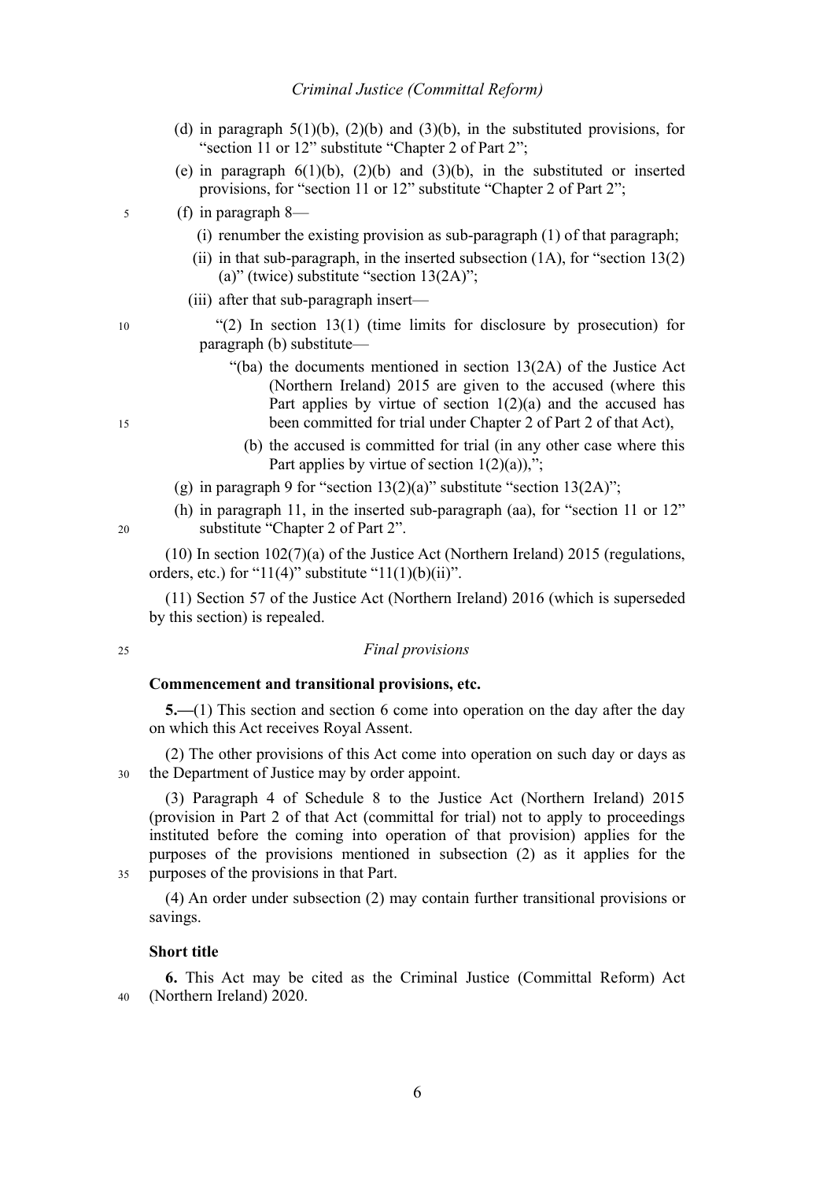(d) in paragraph 5(1)(b), (2)(b) and (3)(b), in the substituted provisions, for "section 11 or 12" substitute "Chapter 2 of Part 2";

(e) in paragraph 6(1)(b), (2)(b) and (3)(b), in the substituted or inserted provisions, for "section 11 or 12" substitute "Chapter 2 of Part 2";

(f) in paragraph 8—

(i) renumber the existing provision as sub-paragraph (1) of that paragraph;

(ii) in that sub-paragraph, in the inserted subsection (1A), for "section 13(2)(a)" (twice) substitute "section 13(2A)";

(iii) after that sub-paragraph insert—

"(2) In section 13(1) (time limits for disclosure by prosecution) for paragraph (b) substitute—

"(ba) the documents mentioned in section 13(2A) of the Justice Act (Northern Ireland) 2015 are given to the accused (where this Part applies by virtue of section 1(2)(a) and the accused has been committed for trial under Chapter 2 of Part 2 of that Act),

(b) the accused is committed for trial (in any other case where this Part applies by virtue of section 1(2)(a)),";

(g) in paragraph 9 for "section 13(2)(a)" substitute "section 13(2A)";

(h) in paragraph 11, in the inserted sub-paragraph (aa), for "section 11 or 12" substitute "Chapter 2 of Part 2".

(10) In section 102(7)(a) of the Justice Act (Northern Ireland) 2015 (regulations, orders, etc.) for "11(4)" substitute "11(1)(b)(ii)".

(11) Section 57 of the Justice Act (Northern Ireland) 2016 (which is superseded by this section) is repealed.

*Final provisions*

**Commencement and transitional provisions, etc.**

**5.—**(1) This section and section 6 come into operation on the day after the day on which this Act receives Royal Assent.

(2) The other provisions of this Act come into operation on such day or days as the Department of Justice may by order appoint.

(3) Paragraph 4 of Schedule 8 to the Justice Act (Northern Ireland) 2015 (provision in Part 2 of that Act (committal for trial) not to apply to proceedings instituted before the coming into operation of that provision) applies for the purposes of the provisions mentioned in subsection (2) as it applies for the purposes of the provisions in that Part.

(4) An order under subsection (2) may contain further transitional provisions or savings.

**Short title**

**6.** This Act may be cited as the Criminal Justice (Committal Reform) Act (Northern Ireland) 2020.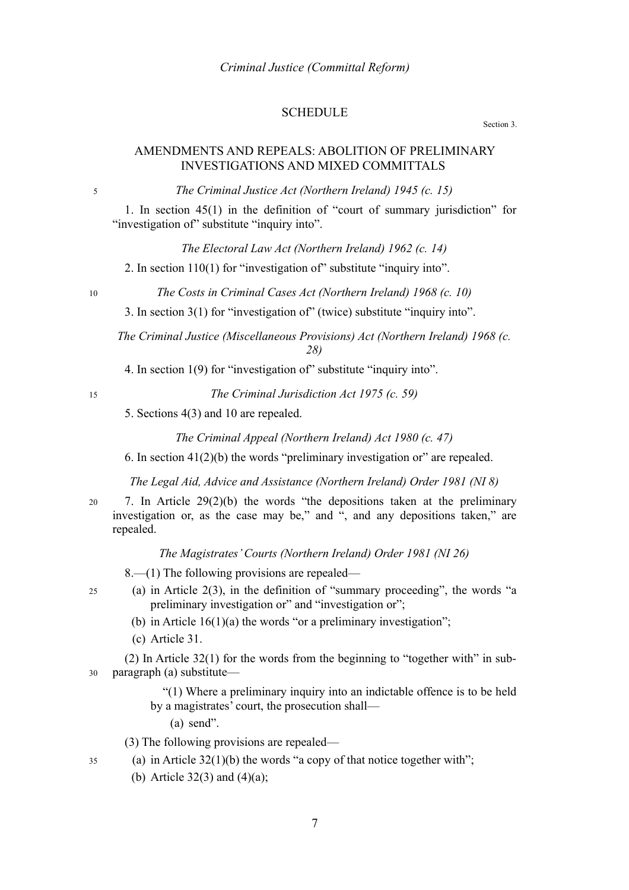## SCHEDULE

Section 3.

## AMENDMENTS AND REPEALS: ABOLITION OF PRELIMINARY INVESTIGATIONS AND MIXED COMMITTALS

*The Criminal Justice Act (Northern Ireland) 1945 (c. 15)*

1. In section 45(1) in the definition of "court of summary jurisdiction" for "investigation of" substitute "inquiry into".

*The Electoral Law Act (Northern Ireland) 1962 (c. 14)*

2. In section 110(1) for "investigation of" substitute "inquiry into".

*The Costs in Criminal Cases Act (Northern Ireland) 1968 (c. 10)*

3. In section 3(1) for "investigation of" (twice) substitute "inquiry into".

*The Criminal Justice (Miscellaneous Provisions) Act (Northern Ireland) 1968 (c. 28)*

4. In section 1(9) for "investigation of" substitute "inquiry into".

*The Criminal Jurisdiction Act 1975 (c. 59)*

5. Sections 4(3) and 10 are repealed.

*The Criminal Appeal (Northern Ireland) Act 1980 (c. 47)*

6. In section 41(2)(b) the words "preliminary investigation or" are repealed.

*The Legal Aid, Advice and Assistance (Northern Ireland) Order 1981 (NI 8)*

7. In Article 29(2)(b) the words "the depositions taken at the preliminary investigation or, as the case may be," and ", and any depositions taken," are repealed.

*The Magistrates' Courts (Northern Ireland) Order 1981 (NI 26)*

8.—(1) The following provisions are repealed—

(a) in Article 2(3), in the definition of "summary proceeding", the words "a preliminary investigation or" and "investigation or";

(b) in Article 16(1)(a) the words "or a preliminary investigation";

(c) Article 31.

(2) In Article 32(1) for the words from the beginning to "together with" in sub-paragraph (a) substitute—

"(1) Where a preliminary inquiry into an indictable offence is to be held by a magistrates' court, the prosecution shall—

(a) send".

(3) The following provisions are repealed—

(a) in Article 32(1)(b) the words "a copy of that notice together with";

(b) Article 32(3) and (4)(a);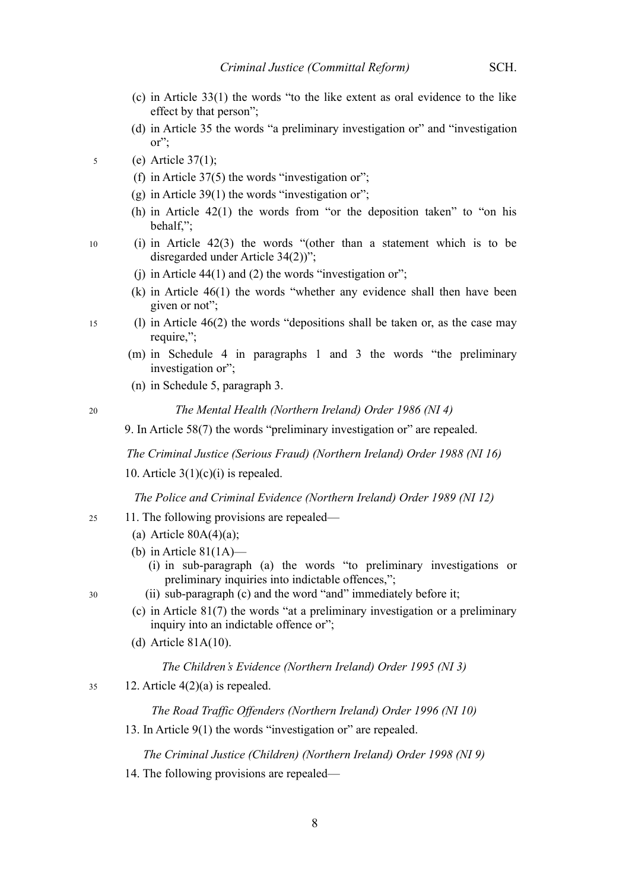(c) in Article 33(1) the words "to the like extent as oral evidence to the like effect by that person";

(d) in Article 35 the words "a preliminary investigation or" and "investigation or";

(e) Article 37(1);

(f) in Article 37(5) the words "investigation or";

(g) in Article 39(1) the words "investigation or";

(h) in Article 42(1) the words from "or the deposition taken" to "on his behalf,";

(i) in Article 42(3) the words "(other than a statement which is to be disregarded under Article 34(2))";

(j) in Article 44(1) and (2) the words "investigation or";

(k) in Article 46(1) the words "whether any evidence shall then have been given or not";

(l) in Article 46(2) the words "depositions shall be taken or, as the case may require,";

(m) in Schedule 4 in paragraphs 1 and 3 the words "the preliminary investigation or";

(n) in Schedule 5, paragraph 3.

*The Mental Health (Northern Ireland) Order 1986 (NI 4)*

9. In Article 58(7) the words "preliminary investigation or" are repealed.

*The Criminal Justice (Serious Fraud) (Northern Ireland) Order 1988 (NI 16)*

10. Article 3(1)(c)(i) is repealed.

*The Police and Criminal Evidence (Northern Ireland) Order 1989 (NI 12)*

11. The following provisions are repealed—

(a) Article 80A(4)(a);

(b) in Article 81(1A)—

(i) in sub-paragraph (a) the words "to preliminary investigations or preliminary inquiries into indictable offences,";

(ii) sub-paragraph (c) and the word "and" immediately before it;

(c) in Article 81(7) the words "at a preliminary investigation or a preliminary inquiry into an indictable offence or";

(d) Article 81A(10).

*The Children's Evidence (Northern Ireland) Order 1995 (NI 3)*

12. Article 4(2)(a) is repealed.

*The Road Traffic Offenders (Northern Ireland) Order 1996 (NI 10)*

13. In Article 9(1) the words "investigation or" are repealed.

*The Criminal Justice (Children) (Northern Ireland) Order 1998 (NI 9)*

14. The following provisions are repealed—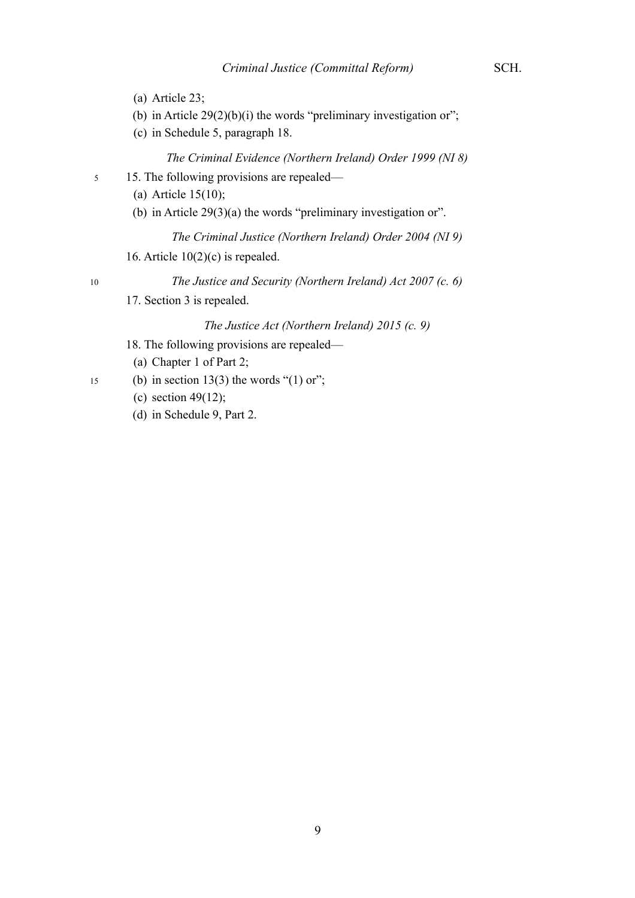(a) Article 23;

(b) in Article 29(2)(b)(i) the words "preliminary investigation or";

(c) in Schedule 5, paragraph 18.

*The Criminal Evidence (Northern Ireland) Order 1999 (NI 8)*

15. The following provisions are repealed—

(a) Article 15(10);

(b) in Article 29(3)(a) the words "preliminary investigation or".

*The Criminal Justice (Northern Ireland) Order 2004 (NI 9)*

16. Article 10(2)(c) is repealed.

*The Justice and Security (Northern Ireland) Act 2007 (c. 6)*

17. Section 3 is repealed.

*The Justice Act (Northern Ireland) 2015 (c. 9)*

18. The following provisions are repealed—

(a) Chapter 1 of Part 2;

(b) in section 13(3) the words "(1) or";

(c) section 49(12);

(d) in Schedule 9, Part 2.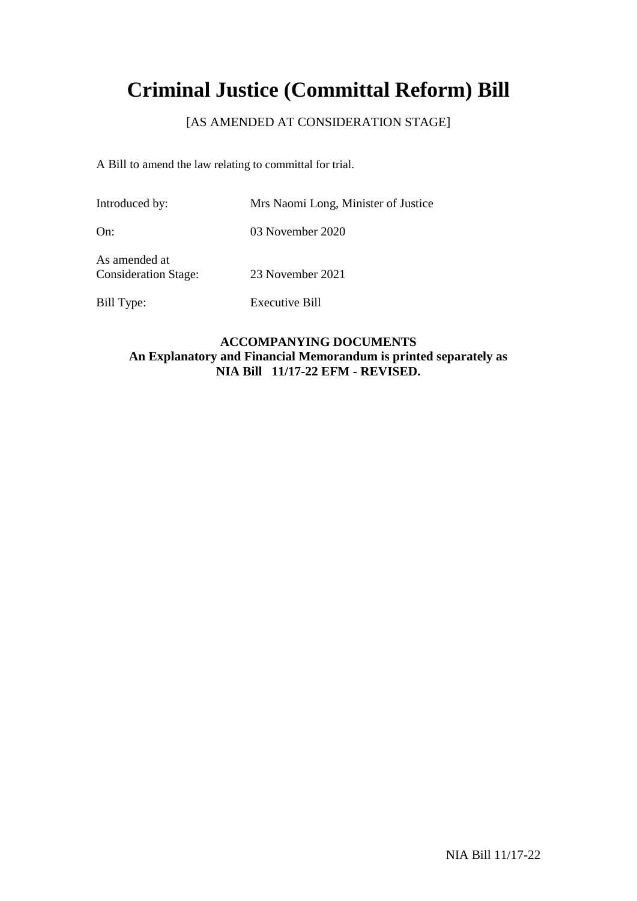# Criminal Justice (Committal Reform) Bill

[AS AMENDED AT CONSIDERATION STAGE]

A Bill to amend the law relating to committal for trial.

| | |
|---|---|
| Introduced by: | Mrs Naomi Long, Minister of Justice |
| On: | 03 November 2020 |
| As amended at Consideration Stage: | 23 November 2021 |
| Bill Type: | Executive Bill |

**ACCOMPANYING DOCUMENTS**
**An Explanatory and Financial Memorandum is printed separately as NIA Bill 11/17-22 EFM - REVISED.**

NIA Bill 11/17-22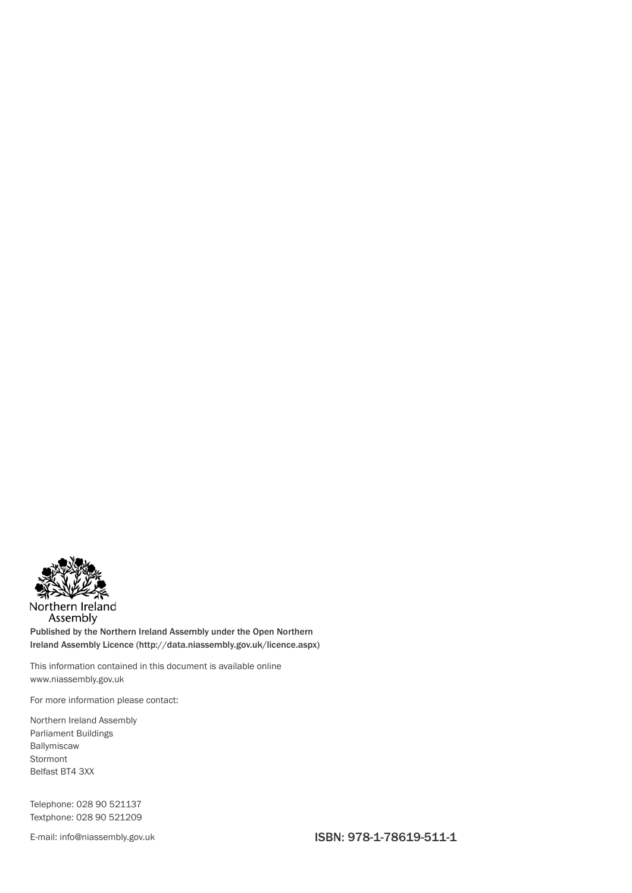Northern Ireland Assembly

Published by the Northern Ireland Assembly under the Open Northern Ireland Assembly Licence (http://data.niassembly.gov.uk/licence.aspx)

This information contained in this document is available online www.niassembly.gov.uk

For more information please contact:

Northern Ireland Assembly
Parliament Buildings
Ballymiscaw
Stormont
Belfast BT4 3XX

Telephone: 028 90 521137
Textphone: 028 90 521209

E-mail: info@niassembly.gov.uk

ISBN: 978-1-78619-511-1